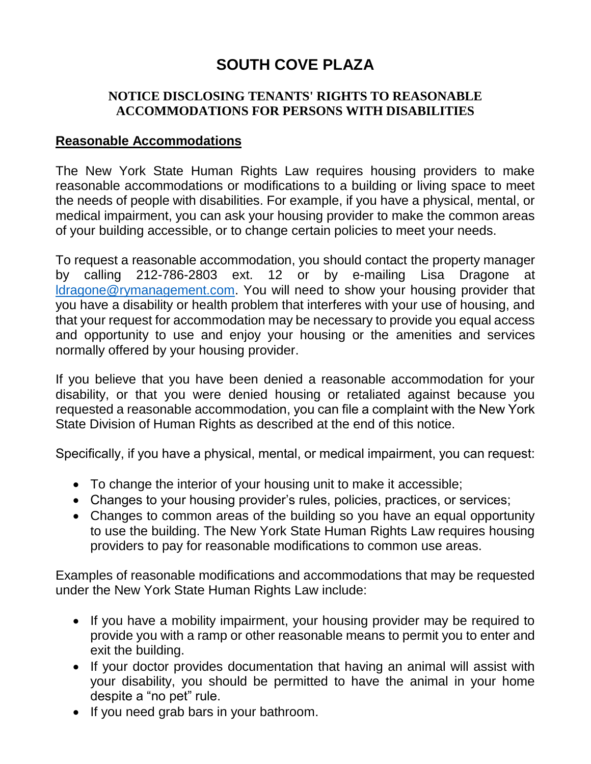# SOUTH COVE PLAZA

## NOTICE DISCLOSING TENANTS' RIGHTS TO REASONABLE ACCOMMODATIONS FOR PERSONS WITH DISABILITIES

### Reasonable Accommodations

The New York State Human Rights Law requires housing providers to make reasonable accommodations or modifications to a building or living space to meet the needs of people with disabilities. For example, if you have a physical, mental, or medical impairment, you can ask your housing provider to make the common areas of your building accessible, or to change certain policies to meet your needs.

To request a reasonable accommodation, you should contact the property manager by calling 212-786-2803 ext. 12 or by e-mailing Lisa Dragone at [ldragone@rymanagement.com](mailto:ldragone@rymanagement.com). You will need to show your housing provider that you have a disability or health problem that interferes with your use of housing, and that your request for accommodation may be necessary to provide you equal access and opportunity to use and enjoy your housing or the amenities and services normally offered by your housing provider.

If you believe that you have been denied a reasonable accommodation for your disability, or that you were denied housing or retaliated against because you requested a reasonable accommodation, you can file a complaint with the New York State Division of Human Rights as described at the end of this notice.

Specifically, if you have a physical, mental, or medical impairment, you can request:

- To change the interior of your housing unit to make it accessible;
- Changes to your housing provider's rules, policies, practices, or services;
- Changes to common areas of the building so you have an equal opportunity to use the building. The New York State Human Rights Law requires housing providers to pay for reasonable modifications to common use areas.

Examples of reasonable modifications and accommodations that may be requested under the New York State Human Rights Law include:

- If you have a mobility impairment, your housing provider may be required to provide you with a ramp or other reasonable means to permit you to enter and exit the building.
- If your doctor provides documentation that having an animal will assist with your disability, you should be permitted to have the animal in your home despite a "no pet" rule.
- If you need grab bars in your bathroom.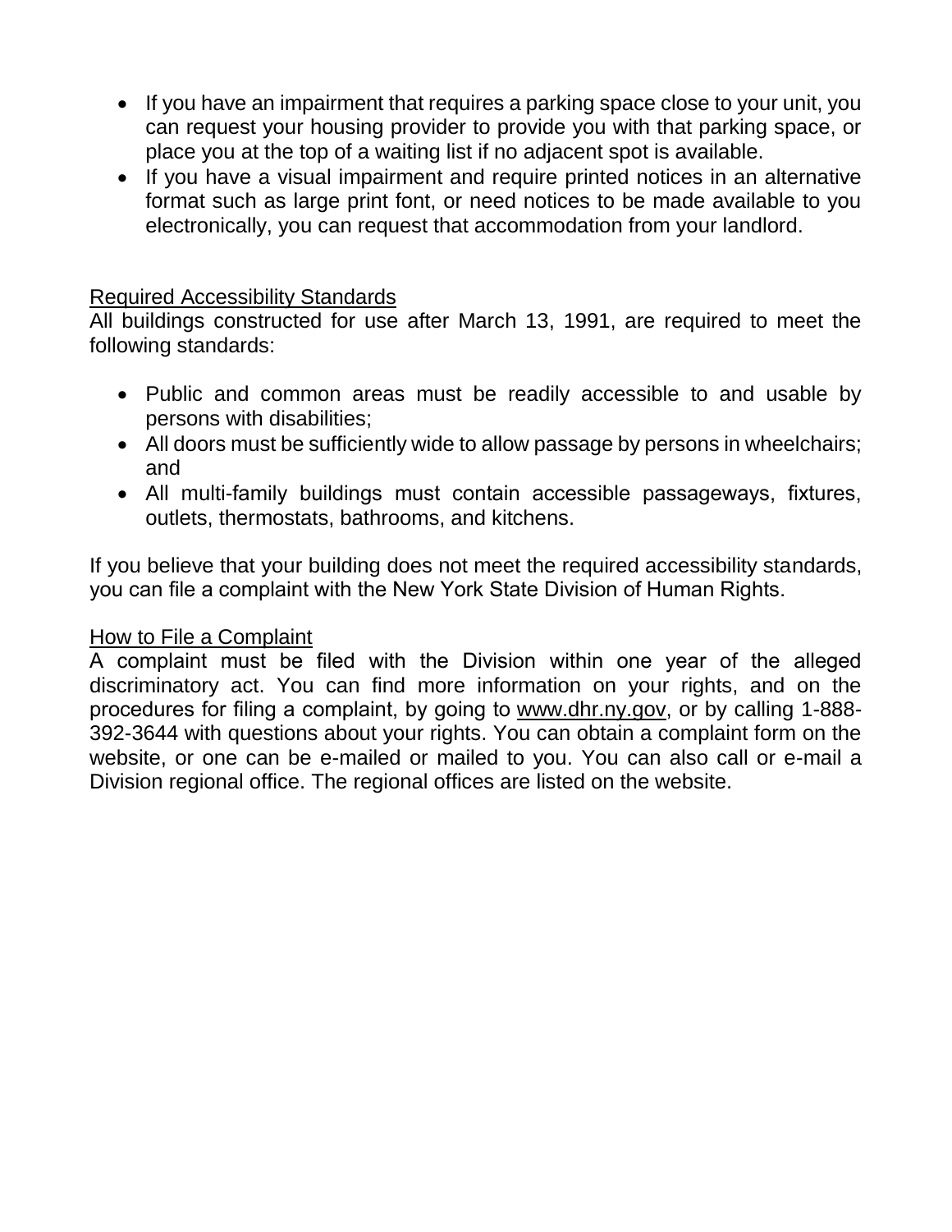- If you have an impairment that requires a parking space close to your unit, you can request your housing provider to provide you with that parking space, or place you at the top of a waiting list if no adjacent spot is available.
- If you have a visual impairment and require printed notices in an alternative format such as large print font, or need notices to be made available to you electronically, you can request that accommodation from your landlord.

## Required Accessibility Standards

All buildings constructed for use after March 13, 1991, are required to meet the following standards:

- Public and common areas must be readily accessible to and usable by persons with disabilities;
- All doors must be sufficiently wide to allow passage by persons in wheelchairs; and
- All multi-family buildings must contain accessible passageways, fixtures, outlets, thermostats, bathrooms, and kitchens.

If you believe that your building does not meet the required accessibility standards, you can file a complaint with the New York State Division of Human Rights.

## How to File a Complaint

A complaint must be filed with the Division within one year of the alleged discriminatory act. You can find more information on your rights, and on the procedures for filing a complaint, by going to www.dhr.ny.gov, or by calling 1-888-392-3644 with questions about your rights. You can obtain a complaint form on the website, or one can be e-mailed or mailed to you. You can also call or e-mail a Division regional office. The regional offices are listed on the website.